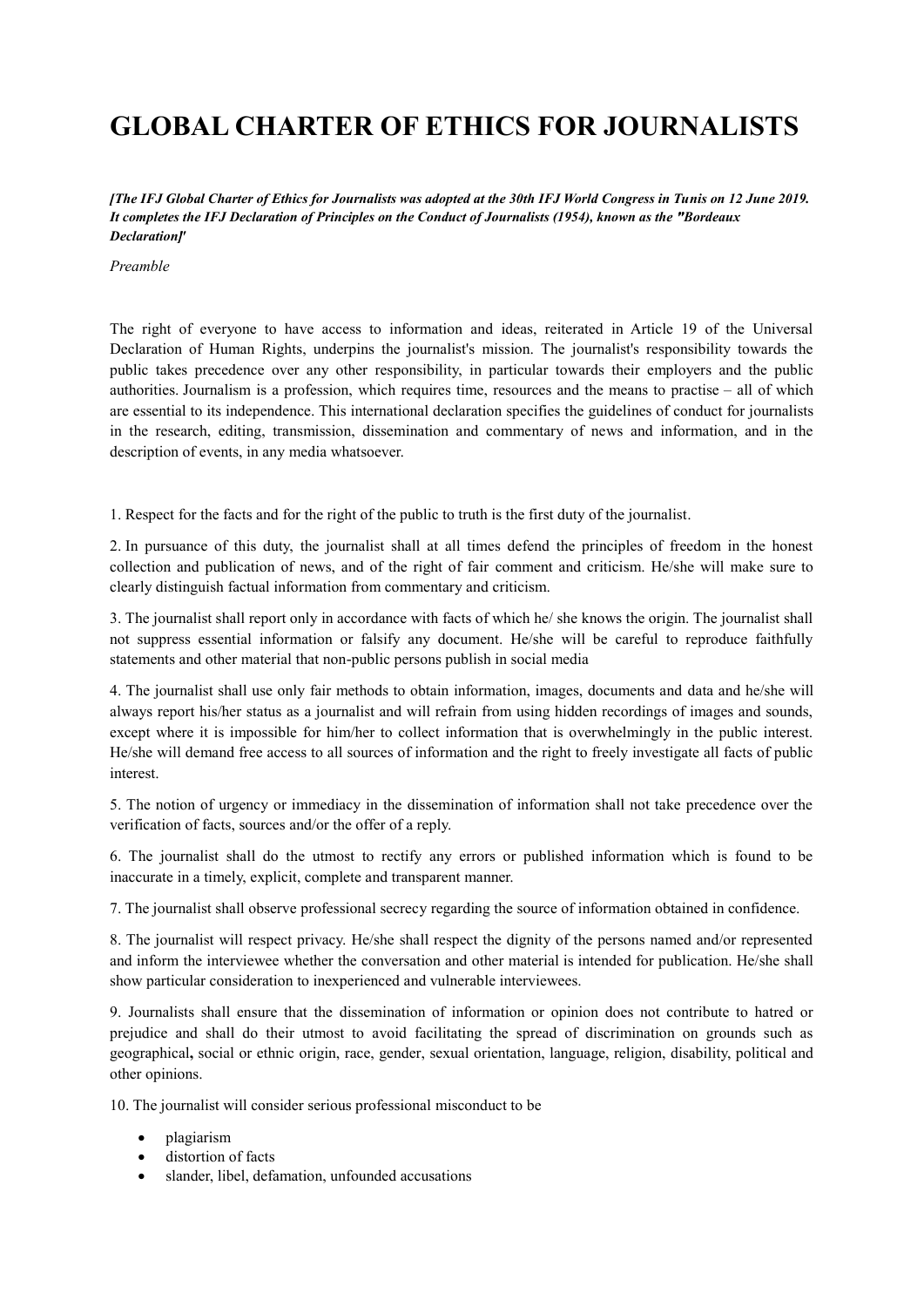# GLOBAL CHARTER OF ETHICS FOR JOURNALISTS

***[The IFJ Global Charter of Ethics for Journalists was adopted at the 30th IFJ World Congress in Tunis on 12 June 2019. It completes the IFJ Declaration of Principles on the Conduct of Journalists (1954), known as the "Bordeaux Declaration]'***

*Preamble*

The right of everyone to have access to information and ideas, reiterated in Article 19 of the Universal Declaration of Human Rights, underpins the journalist's mission. The journalist's responsibility towards the public takes precedence over any other responsibility, in particular towards their employers and the public authorities. Journalism is a profession, which requires time, resources and the means to practise – all of which are essential to its independence. This international declaration specifies the guidelines of conduct for journalists in the research, editing, transmission, dissemination and commentary of news and information, and in the description of events, in any media whatsoever.

1. Respect for the facts and for the right of the public to truth is the first duty of the journalist.

2. In pursuance of this duty, the journalist shall at all times defend the principles of freedom in the honest collection and publication of news, and of the right of fair comment and criticism. He/she will make sure to clearly distinguish factual information from commentary and criticism.

3. The journalist shall report only in accordance with facts of which he/ she knows the origin. The journalist shall not suppress essential information or falsify any document. He/she will be careful to reproduce faithfully statements and other material that non-public persons publish in social media

4. The journalist shall use only fair methods to obtain information, images, documents and data and he/she will always report his/her status as a journalist and will refrain from using hidden recordings of images and sounds, except where it is impossible for him/her to collect information that is overwhelmingly in the public interest. He/she will demand free access to all sources of information and the right to freely investigate all facts of public interest.

5. The notion of urgency or immediacy in the dissemination of information shall not take precedence over the verification of facts, sources and/or the offer of a reply.

6. The journalist shall do the utmost to rectify any errors or published information which is found to be inaccurate in a timely, explicit, complete and transparent manner.

7. The journalist shall observe professional secrecy regarding the source of information obtained in confidence.

8. The journalist will respect privacy. He/she shall respect the dignity of the persons named and/or represented and inform the interviewee whether the conversation and other material is intended for publication. He/she shall show particular consideration to inexperienced and vulnerable interviewees.

9. Journalists shall ensure that the dissemination of information or opinion does not contribute to hatred or prejudice and shall do their utmost to avoid facilitating the spread of discrimination on grounds such as geographical**,** social or ethnic origin, race, gender, sexual orientation, language, religion, disability, political and other opinions.

10. The journalist will consider serious professional misconduct to be

- plagiarism
- distortion of facts
- slander, libel, defamation, unfounded accusations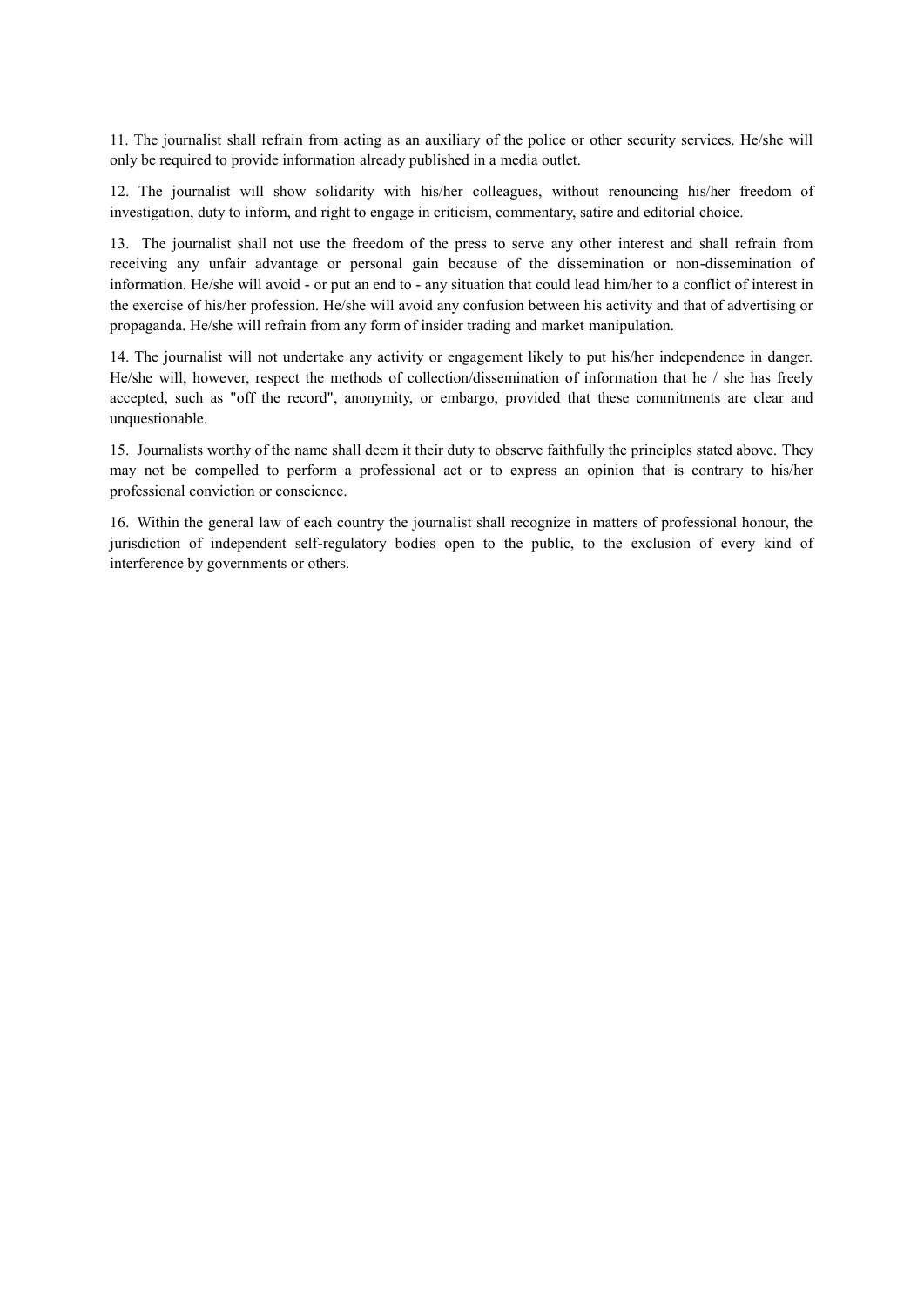11. The journalist shall refrain from acting as an auxiliary of the police or other security services. He/she will only be required to provide information already published in a media outlet.

12. The journalist will show solidarity with his/her colleagues, without renouncing his/her freedom of investigation, duty to inform, and right to engage in criticism, commentary, satire and editorial choice.

13. The journalist shall not use the freedom of the press to serve any other interest and shall refrain from receiving any unfair advantage or personal gain because of the dissemination or non-dissemination of information. He/she will avoid - or put an end to - any situation that could lead him/her to a conflict of interest in the exercise of his/her profession. He/she will avoid any confusion between his activity and that of advertising or propaganda. He/she will refrain from any form of insider trading and market manipulation.

14. The journalist will not undertake any activity or engagement likely to put his/her independence in danger. He/she will, however, respect the methods of collection/dissemination of information that he / she has freely accepted, such as "off the record", anonymity, or embargo, provided that these commitments are clear and unquestionable.

15. Journalists worthy of the name shall deem it their duty to observe faithfully the principles stated above. They may not be compelled to perform a professional act or to express an opinion that is contrary to his/her professional conviction or conscience.

16. Within the general law of each country the journalist shall recognize in matters of professional honour, the jurisdiction of independent self-regulatory bodies open to the public, to the exclusion of every kind of interference by governments or others.